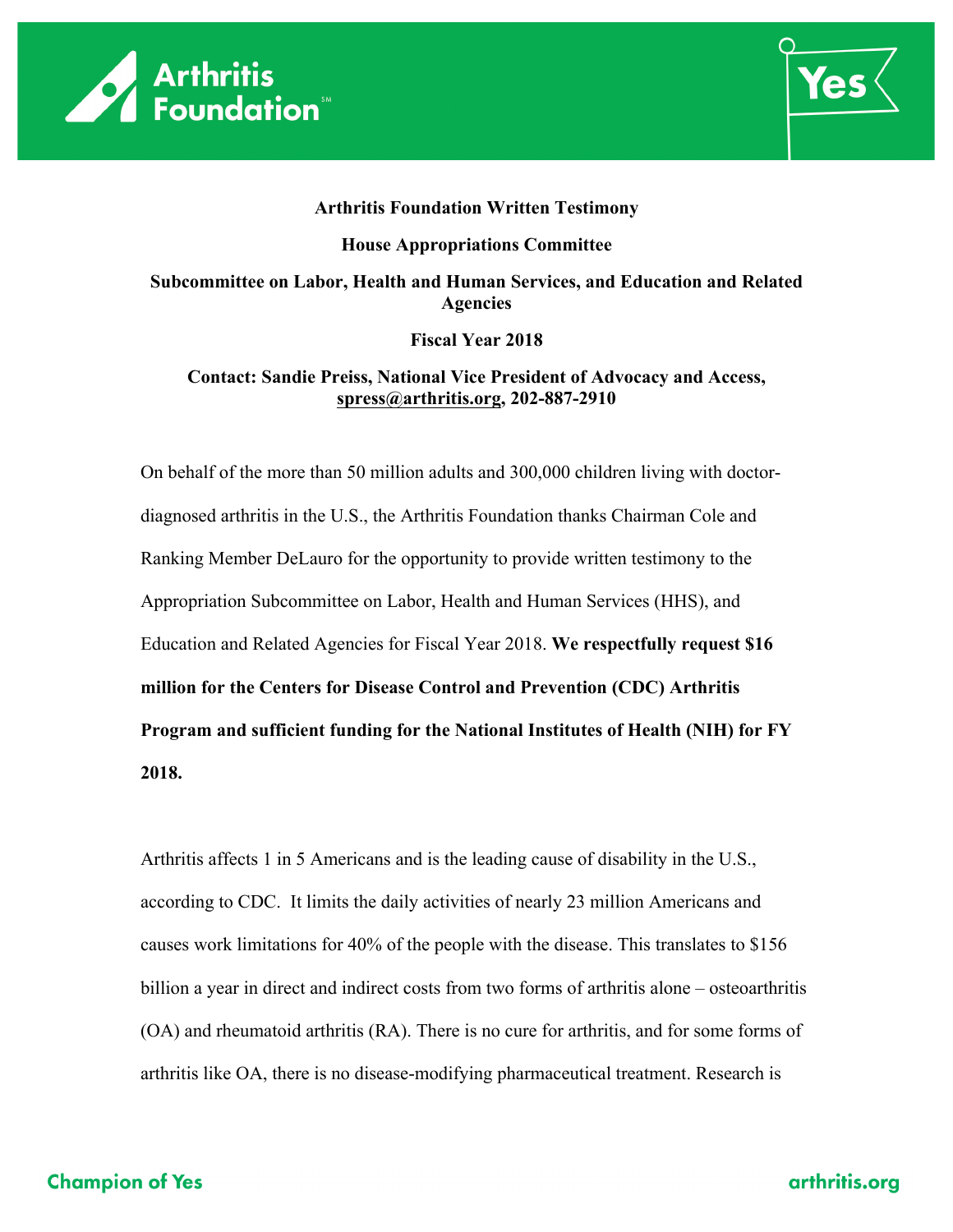**Arthritis Foundation Written Testimony**

**House Appropriations Committee**

**Subcommittee on Labor, Health and Human Services, and Education and Related Agencies**

**Fiscal Year 2018**

**Contact: Sandie Preiss, National Vice President of Advocacy and Access, spress@arthritis.org, 202-887-2910**

On behalf of the more than 50 million adults and 300,000 children living with doctor-diagnosed arthritis in the U.S., the Arthritis Foundation thanks Chairman Cole and Ranking Member DeLauro for the opportunity to provide written testimony to the Appropriation Subcommittee on Labor, Health and Human Services (HHS), and Education and Related Agencies for Fiscal Year 2018. **We respectfully request $16 million for the Centers for Disease Control and Prevention (CDC) Arthritis Program and sufficient funding for the National Institutes of Health (NIH) for FY 2018.**

Arthritis affects 1 in 5 Americans and is the leading cause of disability in the U.S., according to CDC. It limits the daily activities of nearly 23 million Americans and causes work limitations for 40% of the people with the disease. This translates to $156 billion a year in direct and indirect costs from two forms of arthritis alone – osteoarthritis (OA) and rheumatoid arthritis (RA). There is no cure for arthritis, and for some forms of arthritis like OA, there is no disease-modifying pharmaceutical treatment. Research is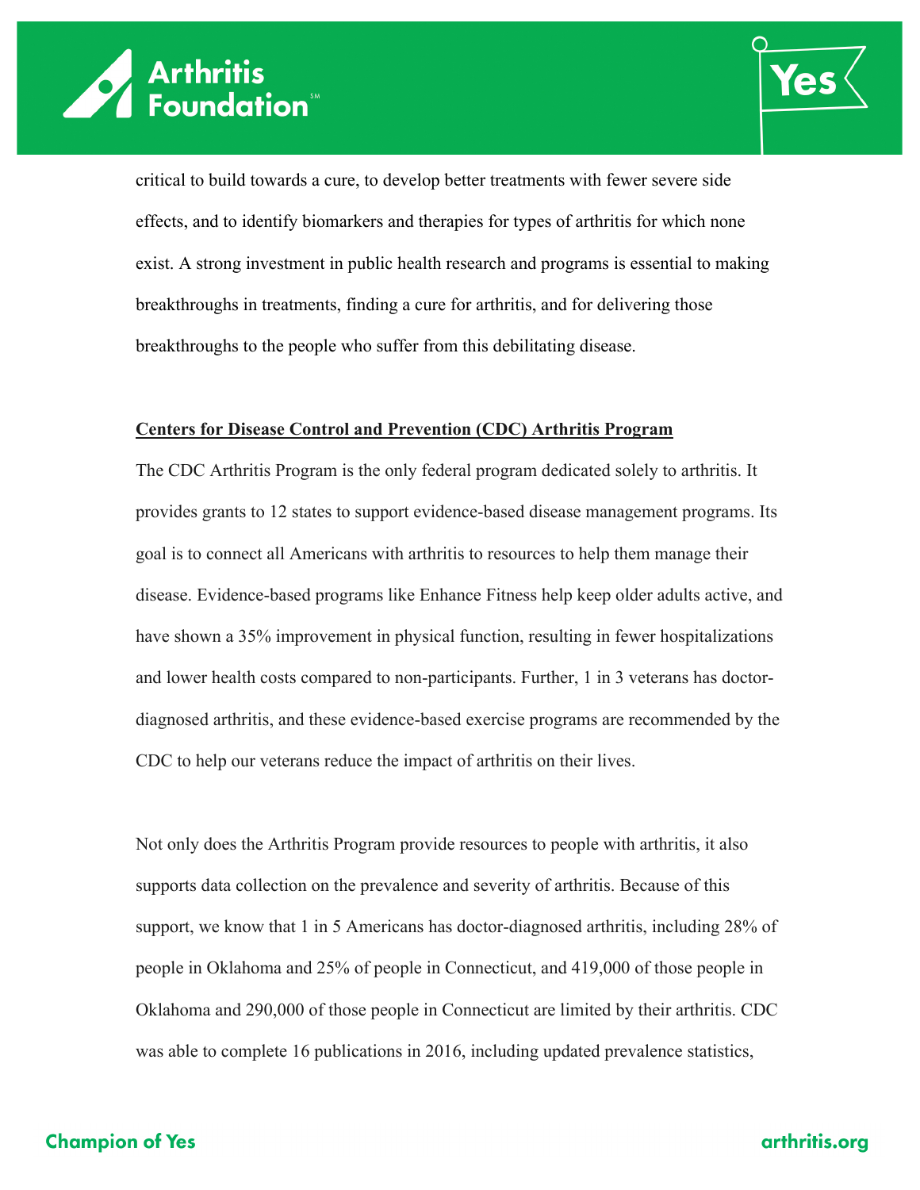critical to build towards a cure, to develop better treatments with fewer severe side effects, and to identify biomarkers and therapies for types of arthritis for which none exist. A strong investment in public health research and programs is essential to making breakthroughs in treatments, finding a cure for arthritis, and for delivering those breakthroughs to the people who suffer from this debilitating disease.

## Centers for Disease Control and Prevention (CDC) Arthritis Program

The CDC Arthritis Program is the only federal program dedicated solely to arthritis. It provides grants to 12 states to support evidence-based disease management programs. Its goal is to connect all Americans with arthritis to resources to help them manage their disease. Evidence-based programs like Enhance Fitness help keep older adults active, and have shown a 35% improvement in physical function, resulting in fewer hospitalizations and lower health costs compared to non-participants. Further, 1 in 3 veterans has doctor-diagnosed arthritis, and these evidence-based exercise programs are recommended by the CDC to help our veterans reduce the impact of arthritis on their lives.

Not only does the Arthritis Program provide resources to people with arthritis, it also supports data collection on the prevalence and severity of arthritis. Because of this support, we know that 1 in 5 Americans has doctor-diagnosed arthritis, including 28% of people in Oklahoma and 25% of people in Connecticut, and 419,000 of those people in Oklahoma and 290,000 of those people in Connecticut are limited by their arthritis. CDC was able to complete 16 publications in 2016, including updated prevalence statistics,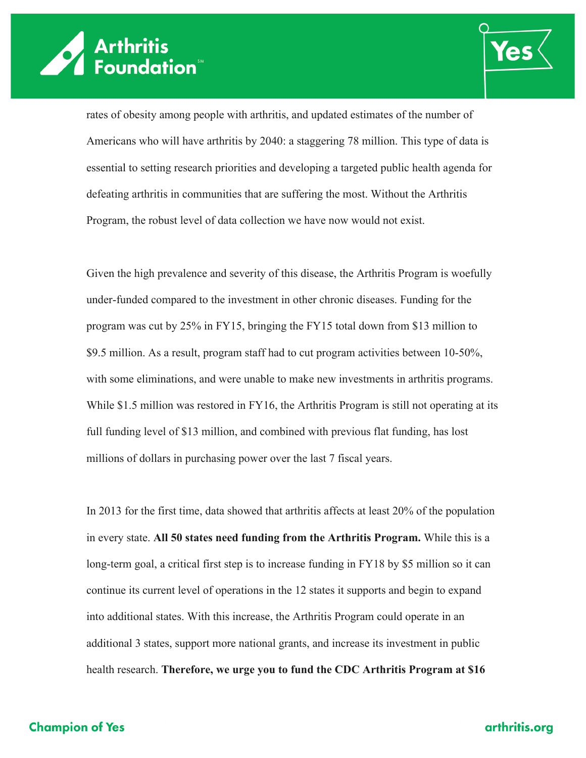rates of obesity among people with arthritis, and updated estimates of the number of Americans who will have arthritis by 2040: a staggering 78 million. This type of data is essential to setting research priorities and developing a targeted public health agenda for defeating arthritis in communities that are suffering the most. Without the Arthritis Program, the robust level of data collection we have now would not exist.

Given the high prevalence and severity of this disease, the Arthritis Program is woefully under-funded compared to the investment in other chronic diseases. Funding for the program was cut by 25% in FY15, bringing the FY15 total down from $13 million to $9.5 million. As a result, program staff had to cut program activities between 10-50%, with some eliminations, and were unable to make new investments in arthritis programs. While $1.5 million was restored in FY16, the Arthritis Program is still not operating at its full funding level of $13 million, and combined with previous flat funding, has lost millions of dollars in purchasing power over the last 7 fiscal years.

In 2013 for the first time, data showed that arthritis affects at least 20% of the population in every state. **All 50 states need funding from the Arthritis Program.** While this is a long-term goal, a critical first step is to increase funding in FY18 by $5 million so it can continue its current level of operations in the 12 states it supports and begin to expand into additional states. With this increase, the Arthritis Program could operate in an additional 3 states, support more national grants, and increase its investment in public health research. **Therefore, we urge you to fund the CDC Arthritis Program at $16**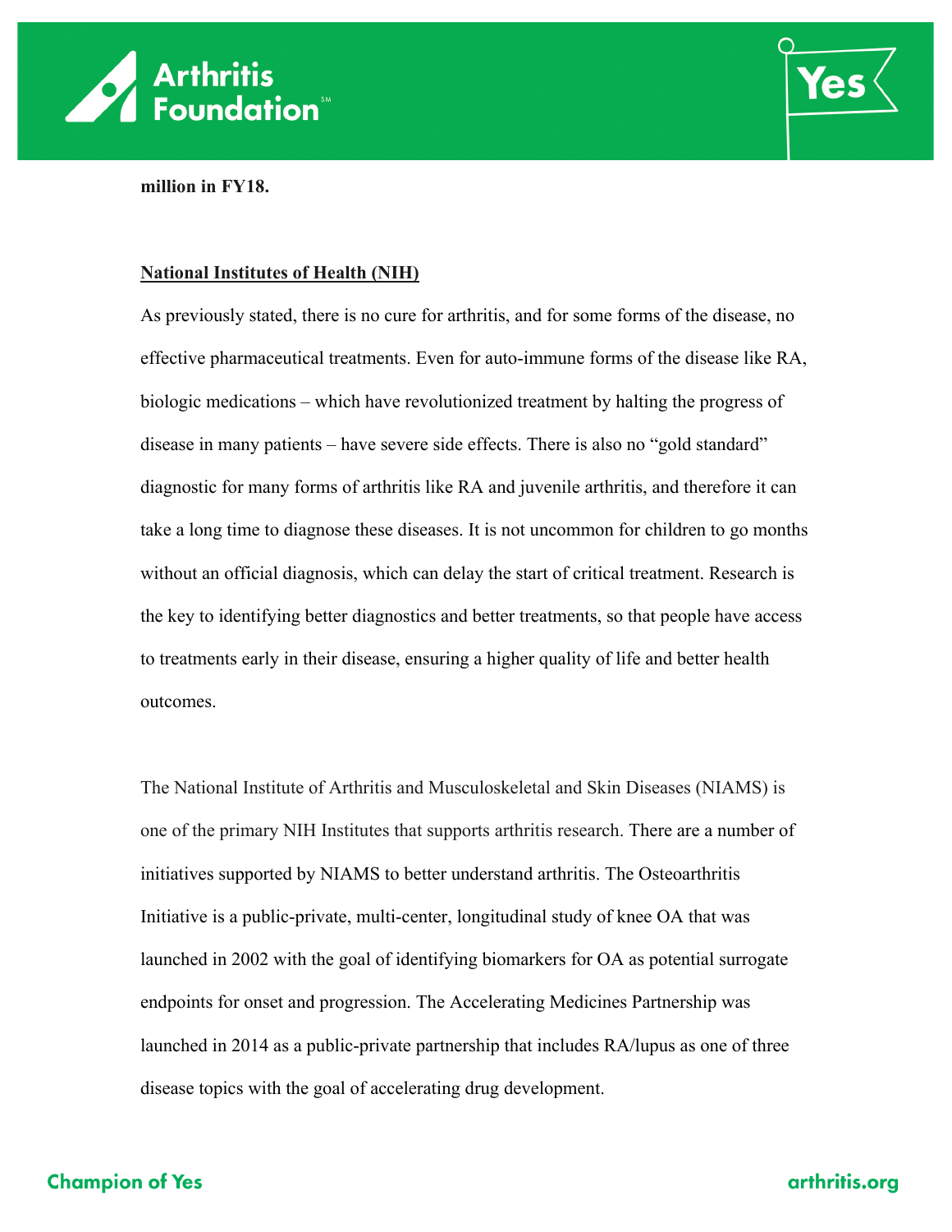**million in FY18.**

**National Institutes of Health (NIH)**

As previously stated, there is no cure for arthritis, and for some forms of the disease, no effective pharmaceutical treatments. Even for auto-immune forms of the disease like RA, biologic medications – which have revolutionized treatment by halting the progress of disease in many patients – have severe side effects. There is also no "gold standard" diagnostic for many forms of arthritis like RA and juvenile arthritis, and therefore it can take a long time to diagnose these diseases. It is not uncommon for children to go months without an official diagnosis, which can delay the start of critical treatment. Research is the key to identifying better diagnostics and better treatments, so that people have access to treatments early in their disease, ensuring a higher quality of life and better health outcomes.

The National Institute of Arthritis and Musculoskeletal and Skin Diseases (NIAMS) is one of the primary NIH Institutes that supports arthritis research. There are a number of initiatives supported by NIAMS to better understand arthritis. The Osteoarthritis Initiative is a public-private, multi-center, longitudinal study of knee OA that was launched in 2002 with the goal of identifying biomarkers for OA as potential surrogate endpoints for onset and progression. The Accelerating Medicines Partnership was launched in 2014 as a public-private partnership that includes RA/lupus as one of three disease topics with the goal of accelerating drug development.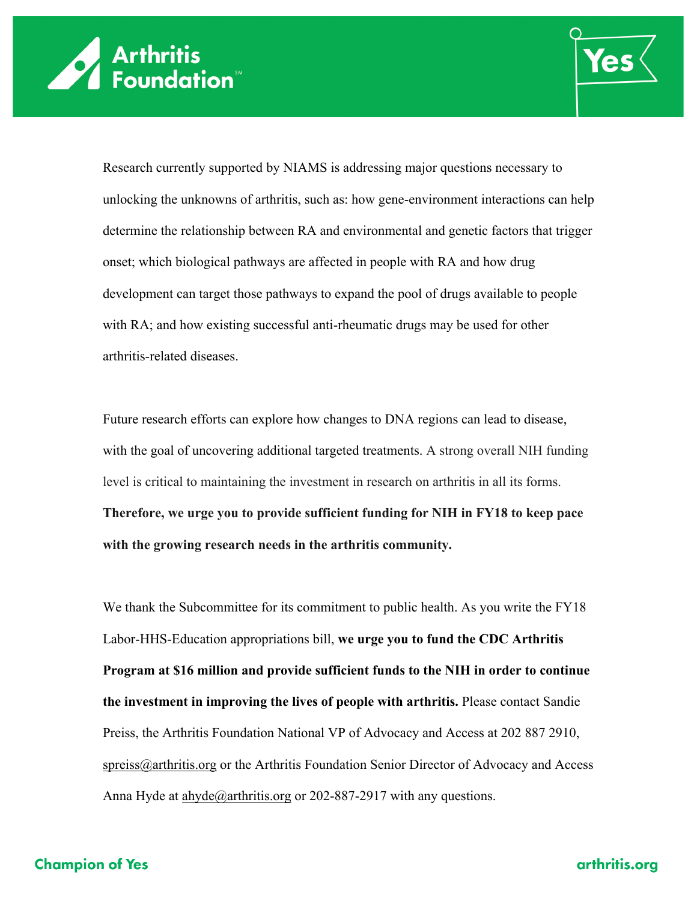Research currently supported by NIAMS is addressing major questions necessary to unlocking the unknowns of arthritis, such as: how gene-environment interactions can help determine the relationship between RA and environmental and genetic factors that trigger onset; which biological pathways are affected in people with RA and how drug development can target those pathways to expand the pool of drugs available to people with RA; and how existing successful anti-rheumatic drugs may be used for other arthritis-related diseases.

Future research efforts can explore how changes to DNA regions can lead to disease, with the goal of uncovering additional targeted treatments. A strong overall NIH funding level is critical to maintaining the investment in research on arthritis in all its forms. **Therefore, we urge you to provide sufficient funding for NIH in FY18 to keep pace with the growing research needs in the arthritis community.**

We thank the Subcommittee for its commitment to public health. As you write the FY18 Labor-HHS-Education appropriations bill, **we urge you to fund the CDC Arthritis Program at $16 million and provide sufficient funds to the NIH in order to continue the investment in improving the lives of people with arthritis.** Please contact Sandie Preiss, the Arthritis Foundation National VP of Advocacy and Access at 202 887 2910, spreiss@arthritis.org or the Arthritis Foundation Senior Director of Advocacy and Access Anna Hyde at ahyde@arthritis.org or 202-887-2917 with any questions.